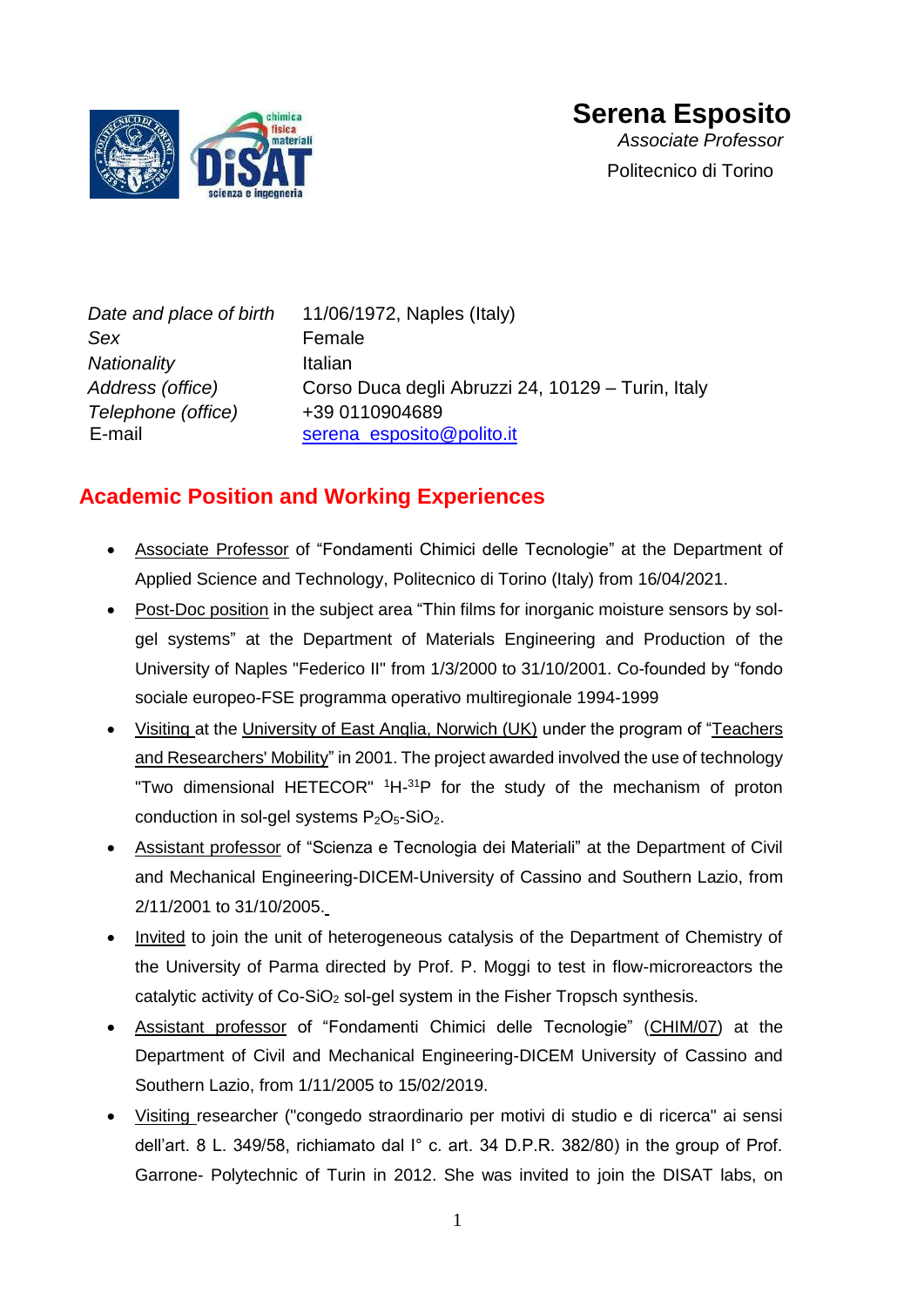# Serena Esposito

*Associate Professor*

Politecnico di Torino

| | |
|---|---|
| *Date and place of birth* | 11/06/1972, Naples (Italy) |
| *Sex* | Female |
| *Nationality* | Italian |
| *Address (office)* | Corso Duca degli Abruzzi 24, 10129 – Turin, Italy |
| *Telephone (office)* | +39 0110904689 |
| E-mail | serena_esposito@polito.it |

## Academic Position and Working Experiences

- Associate Professor of "Fondamenti Chimici delle Tecnologie" at the Department of Applied Science and Technology, Politecnico di Torino (Italy) from 16/04/2021.
- Post-Doc position in the subject area "Thin films for inorganic moisture sensors by sol-gel systems" at the Department of Materials Engineering and Production of the University of Naples "Federico II" from 1/3/2000 to 31/10/2001. Co-founded by "fondo sociale europeo-FSE programma operativo multiregionale 1994-1999
- Visiting at the University of East Anglia, Norwich (UK) under the program of "Teachers and Researchers' Mobility" in 2001. The project awarded involved the use of technology "Two dimensional HETECOR" $^{1}H$-$^{31}P$ for the study of the mechanism of proton conduction in sol-gel systems $P_2O_5$-$SiO_2$.
- Assistant professor of "Scienza e Tecnologia dei Materiali" at the Department of Civil and Mechanical Engineering-DICEM-University of Cassino and Southern Lazio, from 2/11/2001 to 31/10/2005.
- Invited to join the unit of heterogeneous catalysis of the Department of Chemistry of the University of Parma directed by Prof. P. Moggi to test in flow-microreactors the catalytic activity of Co-$SiO_2$ sol-gel system in the Fisher Tropsch synthesis.
- Assistant professor of "Fondamenti Chimici delle Tecnologie" (CHIM/07) at the Department of Civil and Mechanical Engineering-DICEM University of Cassino and Southern Lazio, from 1/11/2005 to 15/02/2019.
- Visiting researcher ("congedo straordinario per motivi di studio e di ricerca" ai sensi dell'art. 8 L. 349/58, richiamato dal I° c. art. 34 D.P.R. 382/80) in the group of Prof. Garrone- Polytechnic of Turin in 2012. She was invited to join the DISAT labs, on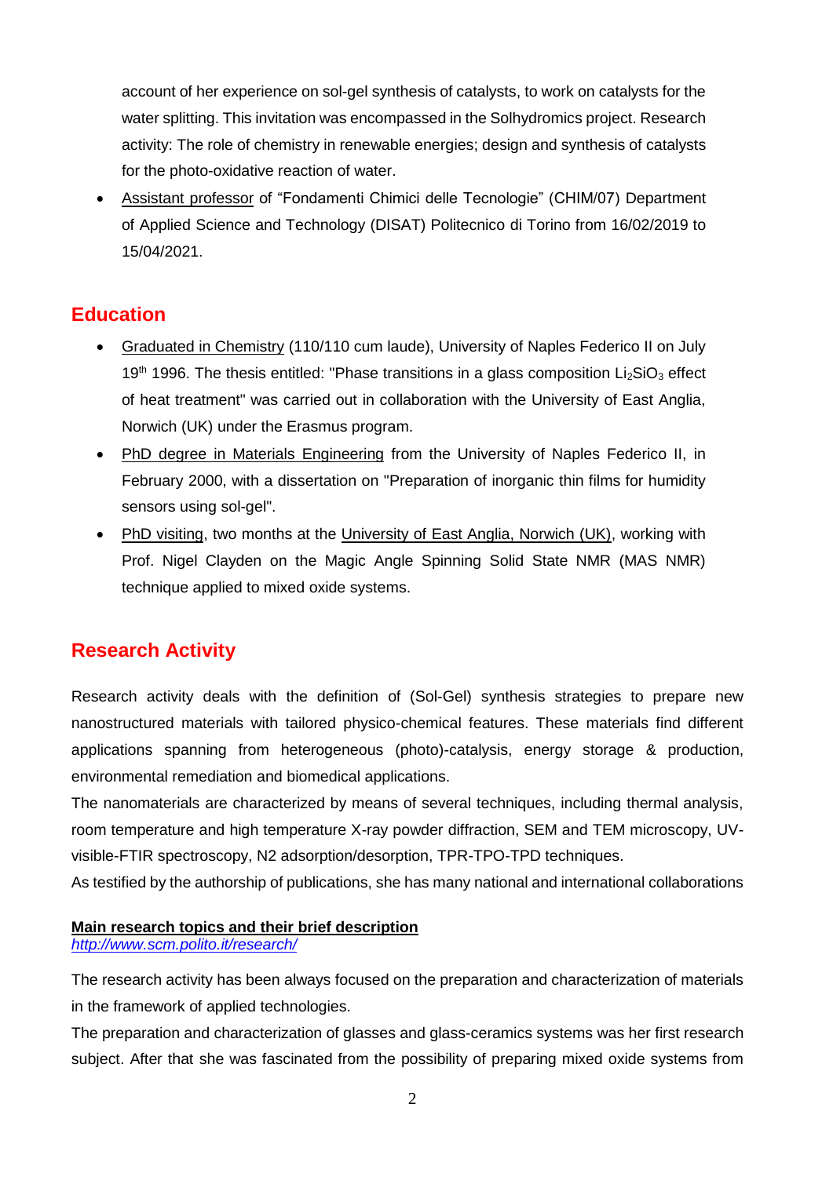account of her experience on sol-gel synthesis of catalysts, to work on catalysts for the water splitting. This invitation was encompassed in the Solhydromics project. Research activity: The role of chemistry in renewable energies; design and synthesis of catalysts for the photo-oxidative reaction of water.

- Assistant professor of "Fondamenti Chimici delle Tecnologie" (CHIM/07) Department of Applied Science and Technology (DISAT) Politecnico di Torino from 16/02/2019 to 15/04/2021.

## Education

- Graduated in Chemistry (110/110 cum laude), University of Naples Federico II on July 19th 1996. The thesis entitled: "Phase transitions in a glass composition $Li_2SiO_3$ effect of heat treatment" was carried out in collaboration with the University of East Anglia, Norwich (UK) under the Erasmus program.
- PhD degree in Materials Engineering from the University of Naples Federico II, in February 2000, with a dissertation on "Preparation of inorganic thin films for humidity sensors using sol-gel".
- PhD visiting, two months at the University of East Anglia, Norwich (UK), working with Prof. Nigel Clayden on the Magic Angle Spinning Solid State NMR (MAS NMR) technique applied to mixed oxide systems.

## Research Activity

Research activity deals with the definition of (Sol-Gel) synthesis strategies to prepare new nanostructured materials with tailored physico-chemical features. These materials find different applications spanning from heterogeneous (photo)-catalysis, energy storage & production, environmental remediation and biomedical applications.

The nanomaterials are characterized by means of several techniques, including thermal analysis, room temperature and high temperature X-ray powder diffraction, SEM and TEM microscopy, UV-visible-FTIR spectroscopy, N2 adsorption/desorption, TPR-TPO-TPD techniques.

As testified by the authorship of publications, she has many national and international collaborations

**Main research topics and their brief description**
*http://www.scm.polito.it/research/*

The research activity has been always focused on the preparation and characterization of materials in the framework of applied technologies.

The preparation and characterization of glasses and glass-ceramics systems was her first research subject. After that she was fascinated from the possibility of preparing mixed oxide systems from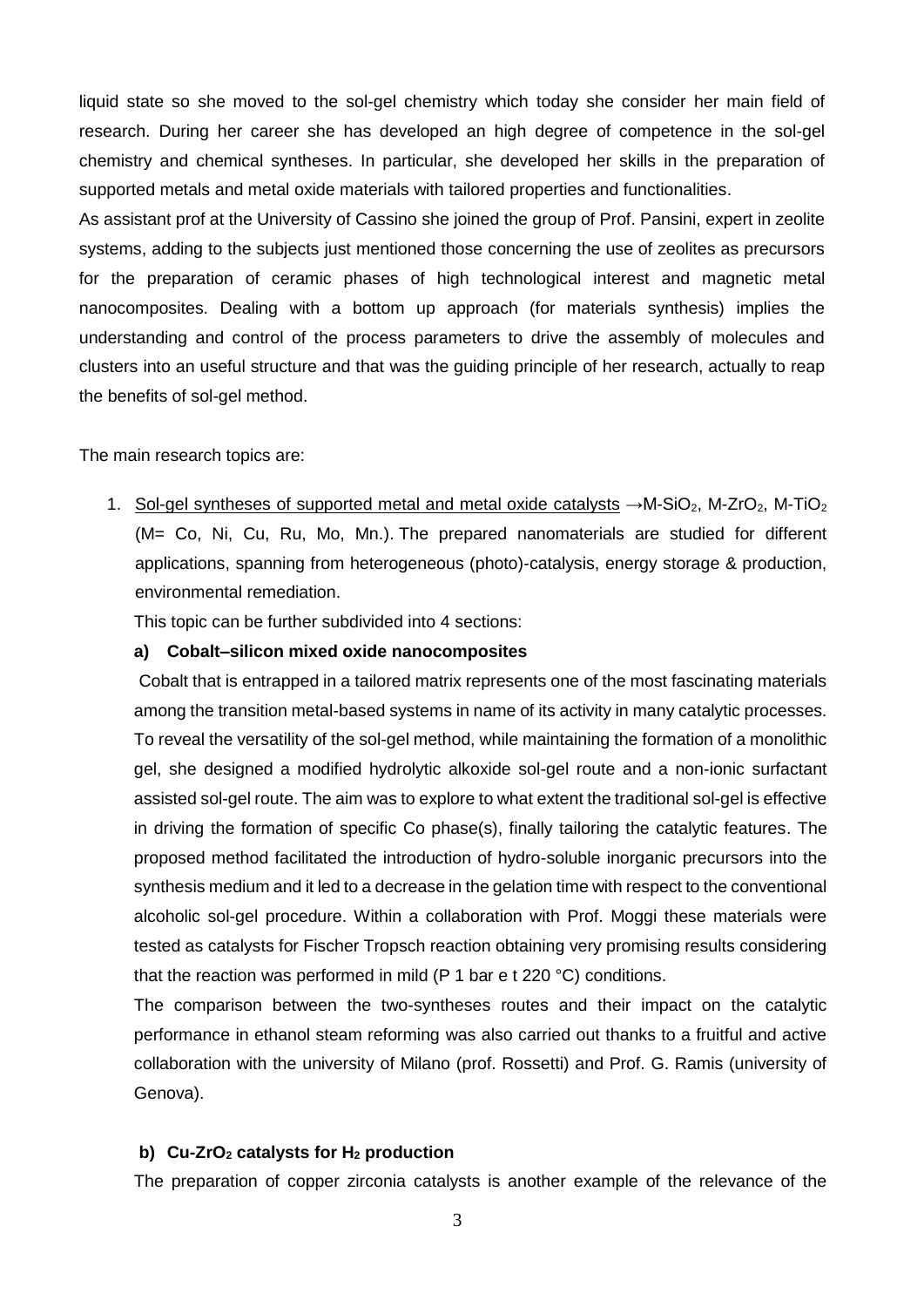liquid state so she moved to the sol-gel chemistry which today she consider her main field of research. During her career she has developed an high degree of competence in the sol-gel chemistry and chemical syntheses. In particular, she developed her skills in the preparation of supported metals and metal oxide materials with tailored properties and functionalities.

As assistant prof at the University of Cassino she joined the group of Prof. Pansini, expert in zeolite systems, adding to the subjects just mentioned those concerning the use of zeolites as precursors for the preparation of ceramic phases of high technological interest and magnetic metal nanocomposites. Dealing with a bottom up approach (for materials synthesis) implies the understanding and control of the process parameters to drive the assembly of molecules and clusters into an useful structure and that was the guiding principle of her research, actually to reap the benefits of sol-gel method.

The main research topics are:

1. <u>Sol-gel syntheses of supported metal and metal oxide catalysts</u> →M-$SiO_2$, M-$ZrO_2$, M-$TiO_2$ (M= Co, Ni, Cu, Ru, Mo, Mn.). The prepared nanomaterials are studied for different applications, spanning from heterogeneous (photo)-catalysis, energy storage & production, environmental remediation.

   This topic can be further subdivided into 4 sections:

   **a) Cobalt–silicon mixed oxide nanocomposites**

   Cobalt that is entrapped in a tailored matrix represents one of the most fascinating materials among the transition metal-based systems in name of its activity in many catalytic processes. To reveal the versatility of the sol-gel method, while maintaining the formation of a monolithic gel, she designed a modified hydrolytic alkoxide sol-gel route and a non-ionic surfactant assisted sol-gel route. The aim was to explore to what extent the traditional sol-gel is effective in driving the formation of specific Co phase(s), finally tailoring the catalytic features. The proposed method facilitated the introduction of hydro-soluble inorganic precursors into the synthesis medium and it led to a decrease in the gelation time with respect to the conventional alcoholic sol-gel procedure. Within a collaboration with Prof. Moggi these materials were tested as catalysts for Fischer Tropsch reaction obtaining very promising results considering that the reaction was performed in mild (P 1 bar e t 220 °C) conditions.

   The comparison between the two-syntheses routes and their impact on the catalytic performance in ethanol steam reforming was also carried out thanks to a fruitful and active collaboration with the university of Milano (prof. Rossetti) and Prof. G. Ramis (university of Genova).

   **b) Cu-$ZrO_2$ catalysts for $H_2$ production**

   The preparation of copper zirconia catalysts is another example of the relevance of the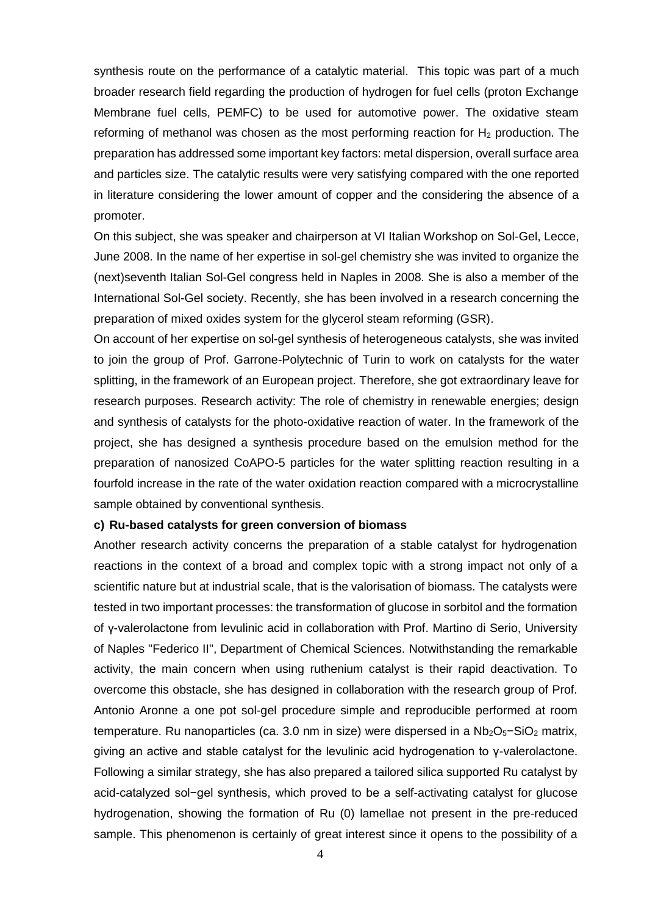synthesis route on the performance of a catalytic material. This topic was part of a much broader research field regarding the production of hydrogen for fuel cells (proton Exchange Membrane fuel cells, PEMFC) to be used for automotive power. The oxidative steam reforming of methanol was chosen as the most performing reaction for $H_2$ production. The preparation has addressed some important key factors: metal dispersion, overall surface area and particles size. The catalytic results were very satisfying compared with the one reported in literature considering the lower amount of copper and the considering the absence of a promoter.

On this subject, she was speaker and chairperson at VI Italian Workshop on Sol-Gel, Lecce, June 2008. In the name of her expertise in sol-gel chemistry she was invited to organize the (next)seventh Italian Sol-Gel congress held in Naples in 2008. She is also a member of the International Sol-Gel society. Recently, she has been involved in a research concerning the preparation of mixed oxides system for the glycerol steam reforming (GSR).

On account of her expertise on sol-gel synthesis of heterogeneous catalysts, she was invited to join the group of Prof. Garrone-Polytechnic of Turin to work on catalysts for the water splitting, in the framework of an European project. Therefore, she got extraordinary leave for research purposes. Research activity: The role of chemistry in renewable energies; design and synthesis of catalysts for the photo-oxidative reaction of water. In the framework of the project, she has designed a synthesis procedure based on the emulsion method for the preparation of nanosized CoAPO-5 particles for the water splitting reaction resulting in a fourfold increase in the rate of the water oxidation reaction compared with a microcrystalline sample obtained by conventional synthesis.

**c) Ru-based catalysts for green conversion of biomass**

Another research activity concerns the preparation of a stable catalyst for hydrogenation reactions in the context of a broad and complex topic with a strong impact not only of a scientific nature but at industrial scale, that is the valorisation of biomass. The catalysts were tested in two important processes: the transformation of glucose in sorbitol and the formation of γ-valerolactone from levulinic acid in collaboration with Prof. Martino di Serio, University of Naples "Federico II", Department of Chemical Sciences. Notwithstanding the remarkable activity, the main concern when using ruthenium catalyst is their rapid deactivation. To overcome this obstacle, she has designed in collaboration with the research group of Prof. Antonio Aronne a one pot sol-gel procedure simple and reproducible performed at room temperature. Ru nanoparticles (ca. 3.0 nm in size) were dispersed in a $Nb_2O_5-SiO_2$ matrix, giving an active and stable catalyst for the levulinic acid hydrogenation to γ-valerolactone. Following a similar strategy, she has also prepared a tailored silica supported Ru catalyst by acid-catalyzed sol−gel synthesis, which proved to be a self-activating catalyst for glucose hydrogenation, showing the formation of Ru (0) lamellae not present in the pre-reduced sample. This phenomenon is certainly of great interest since it opens to the possibility of a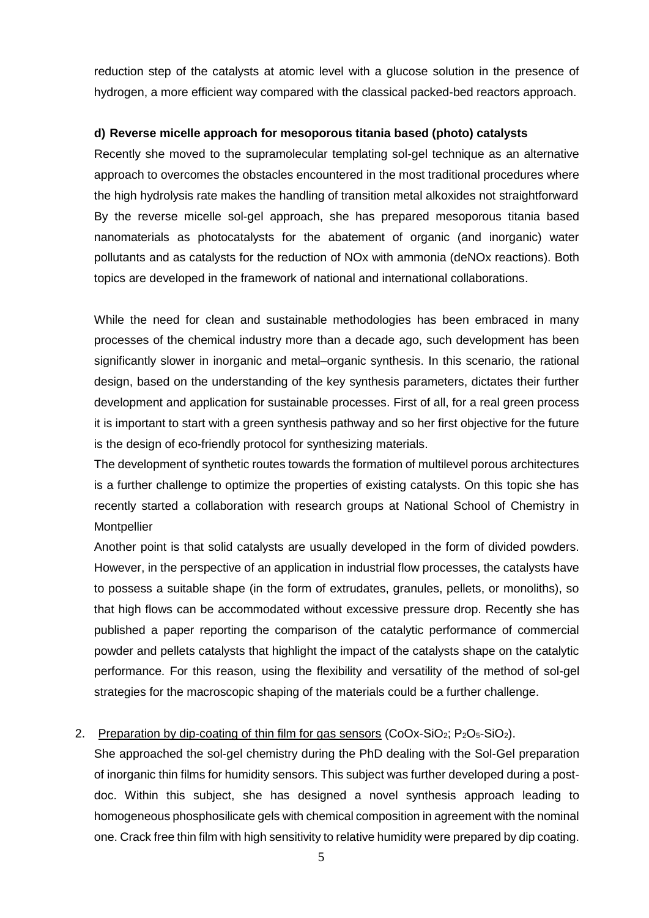reduction step of the catalysts at atomic level with a glucose solution in the presence of hydrogen, a more efficient way compared with the classical packed-bed reactors approach.

**d) Reverse micelle approach for mesoporous titania based (photo) catalysts**

Recently she moved to the supramolecular templating sol-gel technique as an alternative approach to overcomes the obstacles encountered in the most traditional procedures where the high hydrolysis rate makes the handling of transition metal alkoxides not straightforward By the reverse micelle sol-gel approach, she has prepared mesoporous titania based nanomaterials as photocatalysts for the abatement of organic (and inorganic) water pollutants and as catalysts for the reduction of NOx with ammonia (deNOx reactions). Both topics are developed in the framework of national and international collaborations.

While the need for clean and sustainable methodologies has been embraced in many processes of the chemical industry more than a decade ago, such development has been significantly slower in inorganic and metal–organic synthesis. In this scenario, the rational design, based on the understanding of the key synthesis parameters, dictates their further development and application for sustainable processes. First of all, for a real green process it is important to start with a green synthesis pathway and so her first objective for the future is the design of eco-friendly protocol for synthesizing materials.

The development of synthetic routes towards the formation of multilevel porous architectures is a further challenge to optimize the properties of existing catalysts. On this topic she has recently started a collaboration with research groups at National School of Chemistry in Montpellier

Another point is that solid catalysts are usually developed in the form of divided powders. However, in the perspective of an application in industrial flow processes, the catalysts have to possess a suitable shape (in the form of extrudates, granules, pellets, or monoliths), so that high flows can be accommodated without excessive pressure drop. Recently she has published a paper reporting the comparison of the catalytic performance of commercial powder and pellets catalysts that highlight the impact of the catalysts shape on the catalytic performance. For this reason, using the flexibility and versatility of the method of sol-gel strategies for the macroscopic shaping of the materials could be a further challenge.

2. Preparation by dip-coating of thin film for gas sensors ($CoOx$-$SiO_2$; $P_2O_5$-$SiO_2$).

She approached the sol-gel chemistry during the PhD dealing with the Sol-Gel preparation of inorganic thin films for humidity sensors. This subject was further developed during a post-doc. Within this subject, she has designed a novel synthesis approach leading to homogeneous phosphosilicate gels with chemical composition in agreement with the nominal one. Crack free thin film with high sensitivity to relative humidity were prepared by dip coating.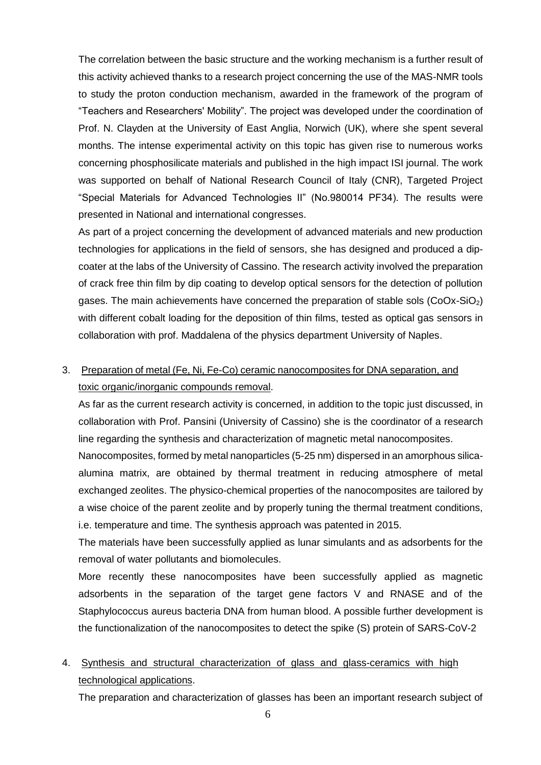The correlation between the basic structure and the working mechanism is a further result of this activity achieved thanks to a research project concerning the use of the MAS-NMR tools to study the proton conduction mechanism, awarded in the framework of the program of "Teachers and Researchers' Mobility". The project was developed under the coordination of Prof. N. Clayden at the University of East Anglia, Norwich (UK), where she spent several months. The intense experimental activity on this topic has given rise to numerous works concerning phosphosilicate materials and published in the high impact ISI journal. The work was supported on behalf of National Research Council of Italy (CNR), Targeted Project "Special Materials for Advanced Technologies II" (No.980014 PF34). The results were presented in National and international congresses.

As part of a project concerning the development of advanced materials and new production technologies for applications in the field of sensors, she has designed and produced a dip-coater at the labs of the University of Cassino. The research activity involved the preparation of crack free thin film by dip coating to develop optical sensors for the detection of pollution gases. The main achievements have concerned the preparation of stable sols ($CoOx$-$SiO_2$) with different cobalt loading for the deposition of thin films, tested as optical gas sensors in collaboration with prof. Maddalena of the physics department University of Naples.

3. <u>Preparation of metal (Fe, Ni, Fe-Co) ceramic nanocomposites for DNA separation, and toxic organic/inorganic compounds removal</u>.

   As far as the current research activity is concerned, in addition to the topic just discussed, in collaboration with Prof. Pansini (University of Cassino) she is the coordinator of a research line regarding the synthesis and characterization of magnetic metal nanocomposites.

   Nanocomposites, formed by metal nanoparticles (5-25 nm) dispersed in an amorphous silica-alumina matrix, are obtained by thermal treatment in reducing atmosphere of metal exchanged zeolites. The physico-chemical properties of the nanocomposites are tailored by a wise choice of the parent zeolite and by properly tuning the thermal treatment conditions, i.e. temperature and time. The synthesis approach was patented in 2015.

   The materials have been successfully applied as lunar simulants and as adsorbents for the removal of water pollutants and biomolecules.

   More recently these nanocomposites have been successfully applied as magnetic adsorbents in the separation of the target gene factors V and RNASE and of the Staphylococcus aureus bacteria DNA from human blood. A possible further development is the functionalization of the nanocomposites to detect the spike (S) protein of SARS-CoV-2

4. <u>Synthesis and structural characterization of glass and glass-ceramics with high technological applications</u>.

   The preparation and characterization of glasses has been an important research subject of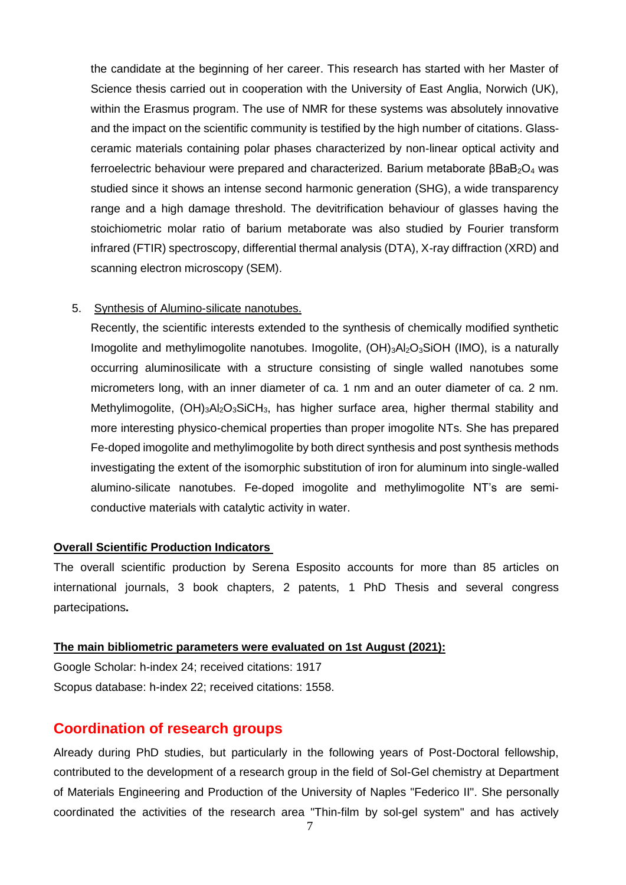the candidate at the beginning of her career. This research has started with her Master of Science thesis carried out in cooperation with the University of East Anglia, Norwich (UK), within the Erasmus program. The use of NMR for these systems was absolutely innovative and the impact on the scientific community is testified by the high number of citations. Glass-ceramic materials containing polar phases characterized by non-linear optical activity and ferroelectric behaviour were prepared and characterized. Barium metaborate $\beta BaB_2O_4$ was studied since it shows an intense second harmonic generation (SHG), a wide transparency range and a high damage threshold. The devitrification behaviour of glasses having the stoichiometric molar ratio of barium metaborate was also studied by Fourier transform infrared (FTIR) spectroscopy, differential thermal analysis (DTA), X-ray diffraction (XRD) and scanning electron microscopy (SEM).

5. Synthesis of Alumino-silicate nanotubes.

   Recently, the scientific interests extended to the synthesis of chemically modified synthetic Imogolite and methylimogolite nanotubes. Imogolite, $(OH)_3Al_2O_3SiOH$ (IMO), is a naturally occurring aluminosilicate with a structure consisting of single walled nanotubes some micrometers long, with an inner diameter of ca. 1 nm and an outer diameter of ca. 2 nm. Methylimogolite, $(OH)_3Al_2O_3SiCH_3$, has higher surface area, higher thermal stability and more interesting physico-chemical properties than proper imogolite NTs. She has prepared Fe-doped imogolite and methylimogolite by both direct synthesis and post synthesis methods investigating the extent of the isomorphic substitution of iron for aluminum into single-walled alumino-silicate nanotubes. Fe-doped imogolite and methylimogolite NT's are semi-conductive materials with catalytic activity in water.

**Overall Scientific Production Indicators**

The overall scientific production by Serena Esposito accounts for more than 85 articles on international journals, 3 book chapters, 2 patents, 1 PhD Thesis and several congress partecipations**.**

**The main bibliometric parameters were evaluated on 1st August (2021):**

Google Scholar: h-index 24; received citations: 1917

Scopus database: h-index 22; received citations: 1558.

## Coordination of research groups

Already during PhD studies, but particularly in the following years of Post-Doctoral fellowship, contributed to the development of a research group in the field of Sol-Gel chemistry at Department of Materials Engineering and Production of the University of Naples "Federico II". She personally coordinated the activities of the research area "Thin-film by sol-gel system" and has actively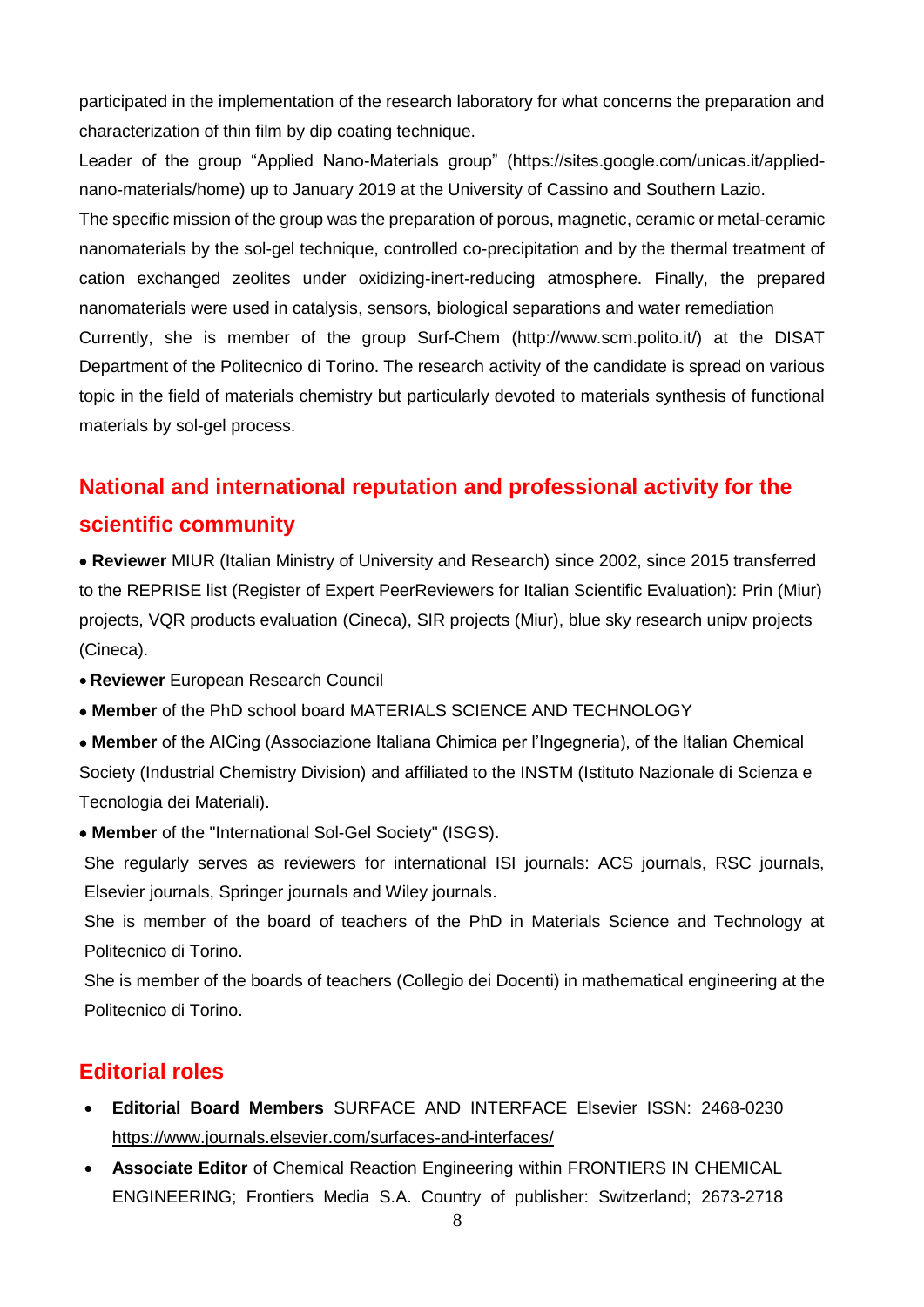participated in the implementation of the research laboratory for what concerns the preparation and characterization of thin film by dip coating technique.

Leader of the group "Applied Nano-Materials group" (https://sites.google.com/unicas.it/applied-nano-materials/home) up to January 2019 at the University of Cassino and Southern Lazio.

The specific mission of the group was the preparation of porous, magnetic, ceramic or metal-ceramic nanomaterials by the sol-gel technique, controlled co-precipitation and by the thermal treatment of cation exchanged zeolites under oxidizing-inert-reducing atmosphere. Finally, the prepared nanomaterials were used in catalysis, sensors, biological separations and water remediation

Currently, she is member of the group Surf-Chem (http://www.scm.polito.it/) at the DISAT Department of the Politecnico di Torino. The research activity of the candidate is spread on various topic in the field of materials chemistry but particularly devoted to materials synthesis of functional materials by sol-gel process.

## National and international reputation and professional activity for the scientific community

- **Reviewer** MIUR (Italian Ministry of University and Research) since 2002, since 2015 transferred to the REPRISE list (Register of Expert PeerReviewers for Italian Scientific Evaluation): Prin (Miur) projects, VQR products evaluation (Cineca), SIR projects (Miur), blue sky research unipv projects (Cineca).
- **Reviewer** European Research Council
- **Member** of the PhD school board MATERIALS SCIENCE AND TECHNOLOGY
- **Member** of the AICing (Associazione Italiana Chimica per l'Ingegneria), of the Italian Chemical Society (Industrial Chemistry Division) and affiliated to the INSTM (Istituto Nazionale di Scienza e Tecnologia dei Materiali).
- **Member** of the "International Sol-Gel Society" (ISGS).

She regularly serves as reviewers for international ISI journals: ACS journals, RSC journals, Elsevier journals, Springer journals and Wiley journals.

She is member of the board of teachers of the PhD in Materials Science and Technology at Politecnico di Torino.

She is member of the boards of teachers (Collegio dei Docenti) in mathematical engineering at the Politecnico di Torino.

## Editorial roles

- **Editorial Board Members** SURFACE AND INTERFACE Elsevier ISSN: 2468-0230 https://www.journals.elsevier.com/surfaces-and-interfaces/
- **Associate Editor** of Chemical Reaction Engineering within FRONTIERS IN CHEMICAL ENGINEERING; Frontiers Media S.A. Country of publisher: Switzerland; 2673-2718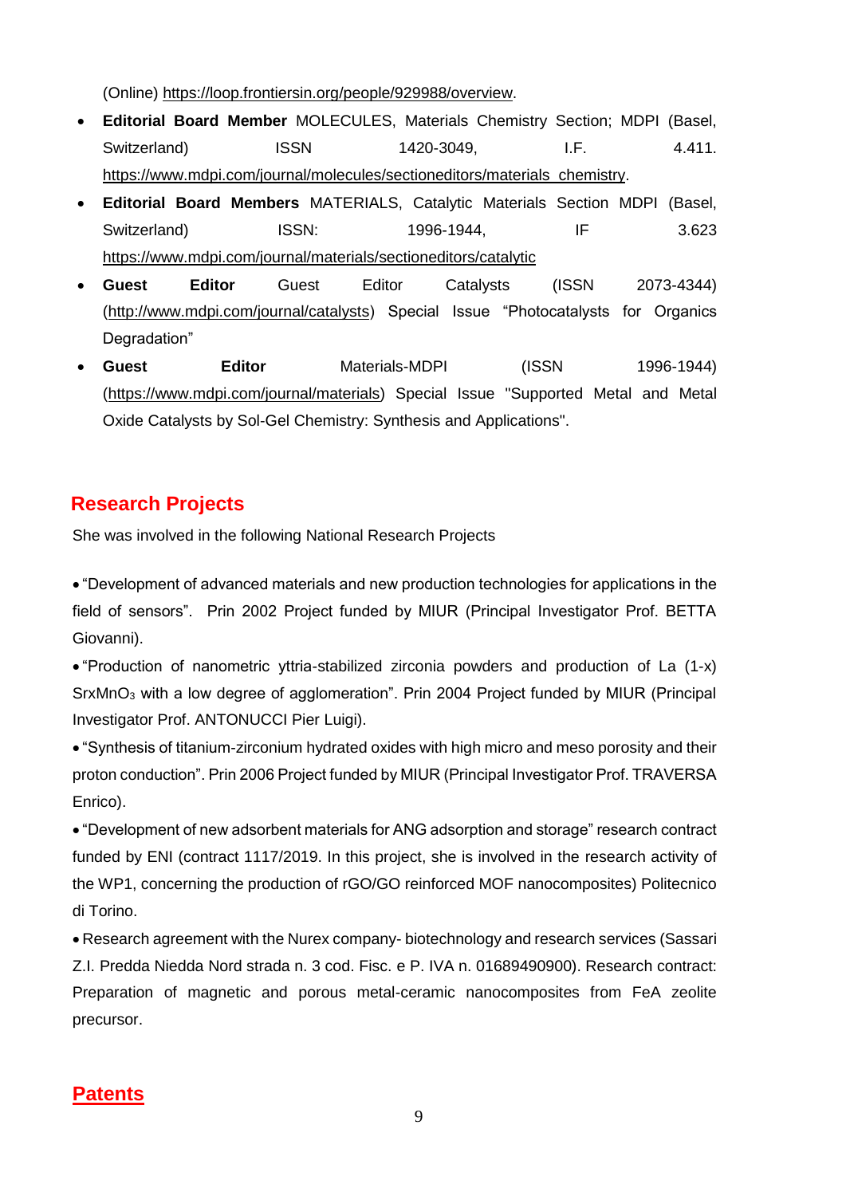(Online) https://loop.frontiersin.org/people/929988/overview.

- **Editorial Board Member** MOLECULES, Materials Chemistry Section; MDPI (Basel, Switzerland) ISSN 1420-3049, I.F. 4.411. https://www.mdpi.com/journal/molecules/sectioneditors/materials_chemistry.
- **Editorial Board Members** MATERIALS, Catalytic Materials Section MDPI (Basel, Switzerland) ISSN: 1996-1944, IF 3.623 https://www.mdpi.com/journal/materials/sectioneditors/catalytic
- **Guest Editor** Guest Editor Catalysts (ISSN 2073-4344) (http://www.mdpi.com/journal/catalysts) Special Issue "Photocatalysts for Organics Degradation"
- **Guest Editor** Materials-MDPI (ISSN 1996-1944) (https://www.mdpi.com/journal/materials) Special Issue "Supported Metal and Metal Oxide Catalysts by Sol-Gel Chemistry: Synthesis and Applications".

## Research Projects

She was involved in the following National Research Projects

- "Development of advanced materials and new production technologies for applications in the field of sensors". Prin 2002 Project funded by MIUR (Principal Investigator Prof. BETTA Giovanni).
- "Production of nanometric yttria-stabilized zirconia powders and production of La (1-x) $SrxMnO_3$ with a low degree of agglomeration". Prin 2004 Project funded by MIUR (Principal Investigator Prof. ANTONUCCI Pier Luigi).
- "Synthesis of titanium-zirconium hydrated oxides with high micro and meso porosity and their proton conduction". Prin 2006 Project funded by MIUR (Principal Investigator Prof. TRAVERSA Enrico).
- "Development of new adsorbent materials for ANG adsorption and storage" research contract funded by ENI (contract 1117/2019. In this project, she is involved in the research activity of the WP1, concerning the production of rGO/GO reinforced MOF nanocomposites) Politecnico di Torino.
- Research agreement with the Nurex company- biotechnology and research services (Sassari Z.I. Predda Niedda Nord strada n. 3 cod. Fisc. e P. IVA n. 01689490900). Research contract: Preparation of magnetic and porous metal-ceramic nanocomposites from FeA zeolite precursor.

## Patents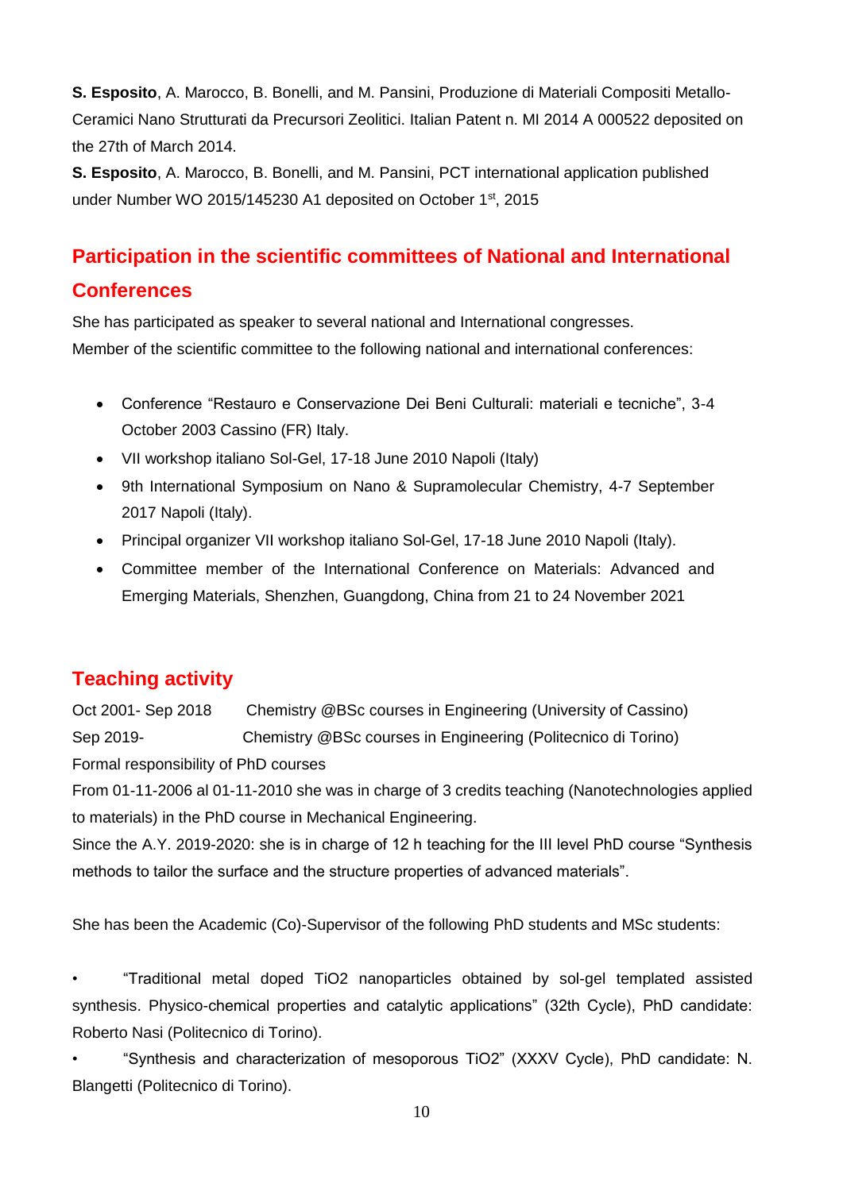**S. Esposito**, A. Marocco, B. Bonelli, and M. Pansini, Produzione di Materiali Compositi Metallo-Ceramici Nano Strutturati da Precursori Zeolitici. Italian Patent n. MI 2014 A 000522 deposited on the 27th of March 2014.

**S. Esposito**, A. Marocco, B. Bonelli, and M. Pansini, PCT international application published under Number WO 2015/145230 A1 deposited on October 1st, 2015

## Participation in the scientific committees of National and International Conferences

She has participated as speaker to several national and International congresses.
Member of the scientific committee to the following national and international conferences:

- Conference "Restauro e Conservazione Dei Beni Culturali: materiali e tecniche", 3-4 October 2003 Cassino (FR) Italy.
- VII workshop italiano Sol-Gel, 17-18 June 2010 Napoli (Italy)
- 9th International Symposium on Nano & Supramolecular Chemistry, 4-7 September 2017 Napoli (Italy).
- Principal organizer VII workshop italiano Sol-Gel, 17-18 June 2010 Napoli (Italy).
- Committee member of the International Conference on Materials: Advanced and Emerging Materials, Shenzhen, Guangdong, China from 21 to 24 November 2021

## Teaching activity

Oct 2001- Sep 2018 Chemistry @BSc courses in Engineering (University of Cassino)
Sep 2019- Chemistry @BSc courses in Engineering (Politecnico di Torino)
Formal responsibility of PhD courses
From 01-11-2006 al 01-11-2010 she was in charge of 3 credits teaching (Nanotechnologies applied to materials) in the PhD course in Mechanical Engineering.
Since the A.Y. 2019-2020: she is in charge of 12 h teaching for the III level PhD course "Synthesis methods to tailor the surface and the structure properties of advanced materials".

She has been the Academic (Co)-Supervisor of the following PhD students and MSc students:

- "Traditional metal doped $TiO_2$ nanoparticles obtained by sol-gel templated assisted synthesis. Physico-chemical properties and catalytic applications" (32th Cycle), PhD candidate: Roberto Nasi (Politecnico di Torino).
- "Synthesis and characterization of mesoporous $TiO_2$" (XXXV Cycle), PhD candidate: N. Blangetti (Politecnico di Torino).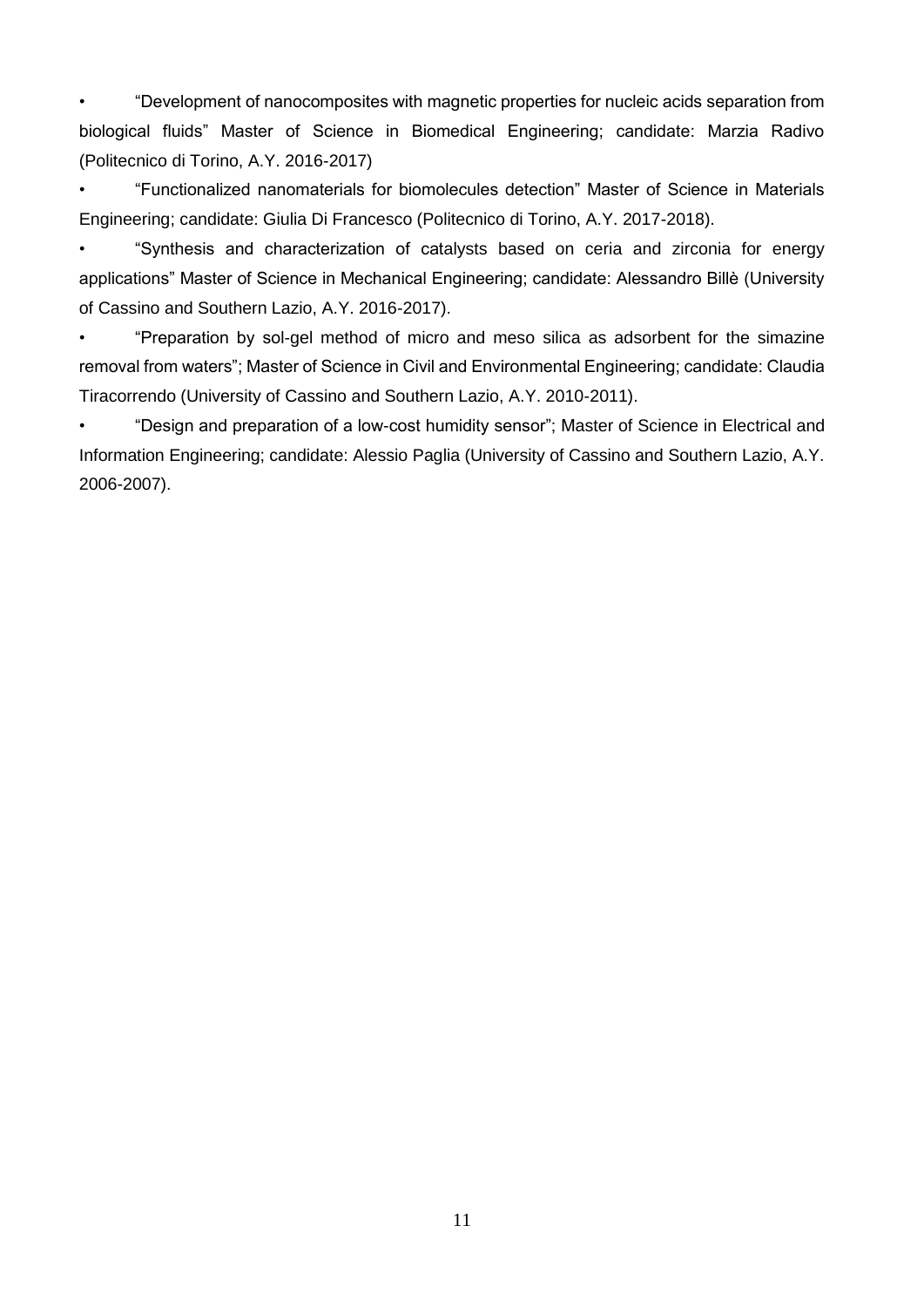- "Development of nanocomposites with magnetic properties for nucleic acids separation from biological fluids" Master of Science in Biomedical Engineering; candidate: Marzia Radivo (Politecnico di Torino, A.Y. 2016-2017)
- "Functionalized nanomaterials for biomolecules detection" Master of Science in Materials Engineering; candidate: Giulia Di Francesco (Politecnico di Torino, A.Y. 2017-2018).
- "Synthesis and characterization of catalysts based on ceria and zirconia for energy applications" Master of Science in Mechanical Engineering; candidate: Alessandro Billè (University of Cassino and Southern Lazio, A.Y. 2016-2017).
- "Preparation by sol-gel method of micro and meso silica as adsorbent for the simazine removal from waters"; Master of Science in Civil and Environmental Engineering; candidate: Claudia Tiracorrendo (University of Cassino and Southern Lazio, A.Y. 2010-2011).
- "Design and preparation of a low-cost humidity sensor"; Master of Science in Electrical and Information Engineering; candidate: Alessio Paglia (University of Cassino and Southern Lazio, A.Y. 2006-2007).